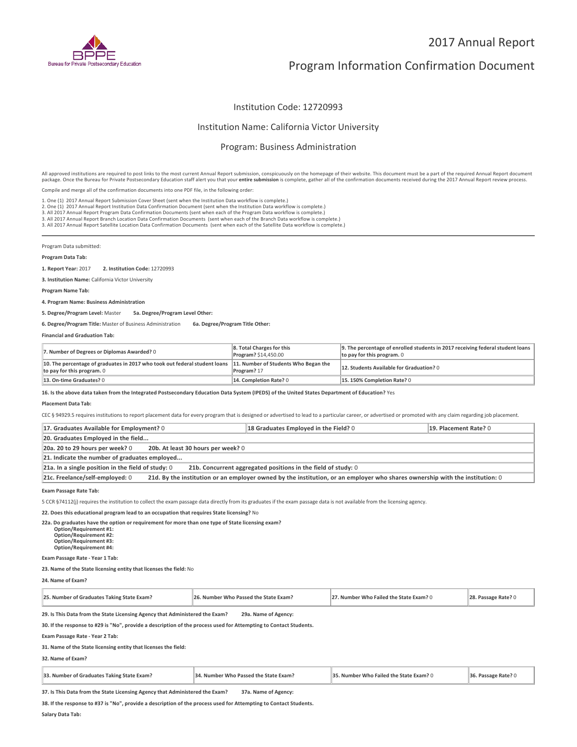# 2017 Annual Report

## Program Information Confirmation Document

Institution Code: 12720993

Institution Name: California Victor University

Program: Business Administration

All approved institutions are required to post links to the most current Annual Report submission, conspicuously on the homepage of their website. This document must be a part of the required Annual Report document package. Once the Bureau for Private Postsecondary Education staff alert you that your **entire submission** is complete, gather all of the confirmation documents received during the 2017 Annual Report review process.

Compile and merge all of the confirmation documents into one PDF file, in the following order:

1. One (1) 2017 Annual Report Submission Cover Sheet (sent when the Institution Data workflow is complete.)
2. One (1) 2017 Annual Report Institution Data Confirmation Document (sent when the Institution Data workflow is complete.)
3. All 2017 Annual Report Program Data Confirmation Documents (sent when each of the Program Data workflow is complete.)
3. All 2017 Annual Report Branch Location Data Confirmation Documents (sent when each of the Branch Data workflow is complete.)
3. All 2017 Annual Report Satellite Location Data Confirmation Documents (sent when each of the Satellite Data workflow is complete.)

---

Program Data submitted:

**Program Data Tab:**

**1. Report Year:** 2017 **2. Institution Code:** 12720993

**3. Institution Name:** California Victor University

**Program Name Tab:**

**4. Program Name: Business Administration**

**5. Degree/Program Level:** Master **5a. Degree/Program Level Other:**

**6. Degree/Program Title:** Master of Business Administration **6a. Degree/Program Title Other:**

**Financial and Graduation Tab:**

| | | |
|---|---|---|
| **7. Number of Degrees or Diplomas Awarded?** 0 | **8. Total Charges for this Program?** $14,450.00 | **9. The percentage of enrolled students in 2017 receiving federal student loans to pay for this program.** 0 |
| **10. The percentage of graduates in 2017 who took out federal student loans to pay for this program.** 0 | **11. Number of Students Who Began the Program?** 17 | **12. Students Available for Graduation?** 0 |
| **13. On-time Graduates?** 0 | **14. Completion Rate?** 0 | **15. 150% Completion Rate?** 0 |

**16. Is the above data taken from the Integrated Postsecondary Education Data System (IPEDS) of the United States Department of Education?** Yes

**Placement Data Tab:**

CEC § 94929.5 requires institutions to report placement data for every program that is designed or advertised to lead to a particular career, or advertised or promoted with any claim regarding job placement.

| | | |
|---|---|---|
| **17. Graduates Available for Employment?** 0 | **18 Graduates Employed in the Field?** 0 | **19. Placement Rate?** 0 |
| **20. Graduates Employed in the field...** | | |
| **20a. 20 to 29 hours per week?** 0 | **20b. At least 30 hours per week?** 0 | |
| **21. Indicate the number of graduates employed...** | | |
| **21a. In a single position in the field of study:** 0 | **21b. Concurrent aggregated positions in the field of study:** 0 | |
| **21c. Freelance/self-employed:** 0 | **21d. By the institution or an employer owned by the institution, or an employer who shares ownership with the institution:** 0 | |

**Exam Passage Rate Tab:**

5 CCR §74112(j) requires the institution to collect the exam passage data directly from its graduates if the exam passage data is not available from the licensing agency.

**22. Does this educational program lead to an occupation that requires State licensing?** No

**22a. Do graduates have the option or requirement for more than one type of State licensing exam?**
**Option/Requirement #1:**
**Option/Requirement #2:**
**Option/Requirement #3:**
**Option/Requirement #4:**

**Exam Passage Rate - Year 1 Tab:**

**23. Name of the State licensing entity that licenses the field:** No

**24. Name of Exam?**

| | | | |
|---|---|---|---|
| **25. Number of Graduates Taking State Exam?** | **26. Number Who Passed the State Exam?** | **27. Number Who Failed the State Exam?** 0 | **28. Passage Rate?** 0 |

**29. Is This Data from the State Licensing Agency that Administered the Exam?** **29a. Name of Agency:**

**30. If the response to #29 is "No", provide a description of the process used for Attempting to Contact Students.**

**Exam Passage Rate - Year 2 Tab:**

**31. Name of the State licensing entity that licenses the field:**

**32. Name of Exam?**

| | | | |
|---|---|---|---|
| **33. Number of Graduates Taking State Exam?** | **34. Number Who Passed the State Exam?** | **35. Number Who Failed the State Exam?** 0 | **36. Passage Rate?** 0 |

**37. Is This Data from the State Licensing Agency that Administered the Exam?** **37a. Name of Agency:**

**38. If the response to #37 is "No", provide a description of the process used for Attempting to Contact Students.**

**Salary Data Tab:**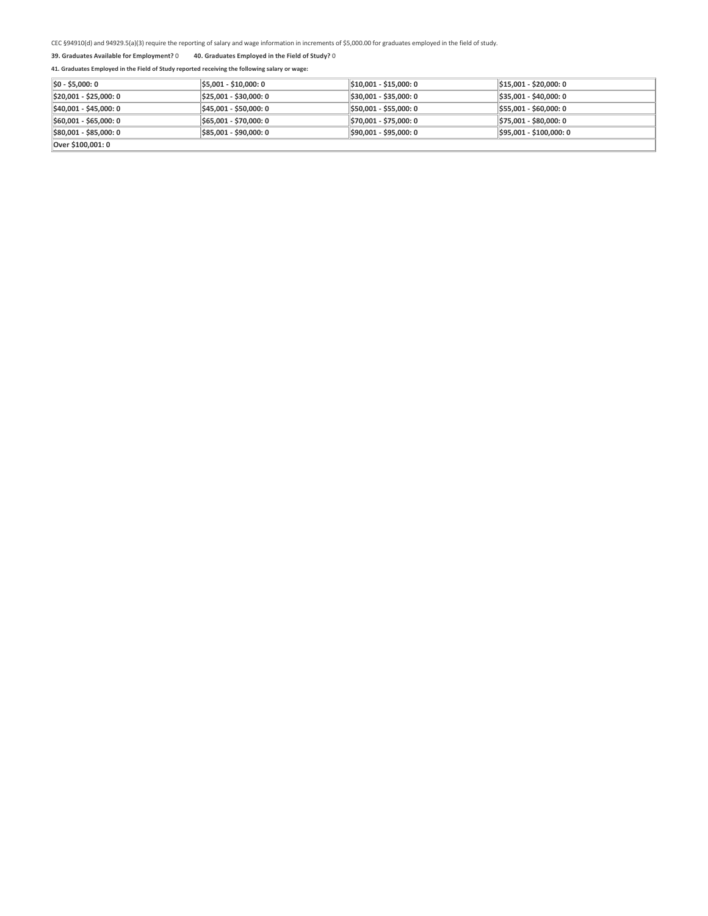CEC §94910(d) and 94929.5(a)(3) require the reporting of salary and wage information in increments of $5,000.00 for graduates employed in the field of study.

**39. Graduates Available for Employment?** 0 **40. Graduates Employed in the Field of Study?** 0

**41. Graduates Employed in the Field of Study reported receiving the following salary or wage:**

| | | | |
|---|---|---|---|
| **$0 - $5,000: 0** | **$5,001 - $10,000: 0** | **$10,001 - $15,000: 0** | **$15,001 - $20,000: 0** |
| **$20,001 - $25,000: 0** | **$25,001 - $30,000: 0** | **$30,001 - $35,000: 0** | **$35,001 - $40,000: 0** |
| **$40,001 - $45,000: 0** | **$45,001 - $50,000: 0** | **$50,001 - $55,000: 0** | **$55,001 - $60,000: 0** |
| **$60,001 - $65,000: 0** | **$65,001 - $70,000: 0** | **$70,001 - $75,000: 0** | **$75,001 - $80,000: 0** |
| **$80,001 - $85,000: 0** | **$85,001 - $90,000: 0** | **$90,001 - $95,000: 0** | **$95,001 - $100,000: 0** |
| **Over $100,001: 0** | | | |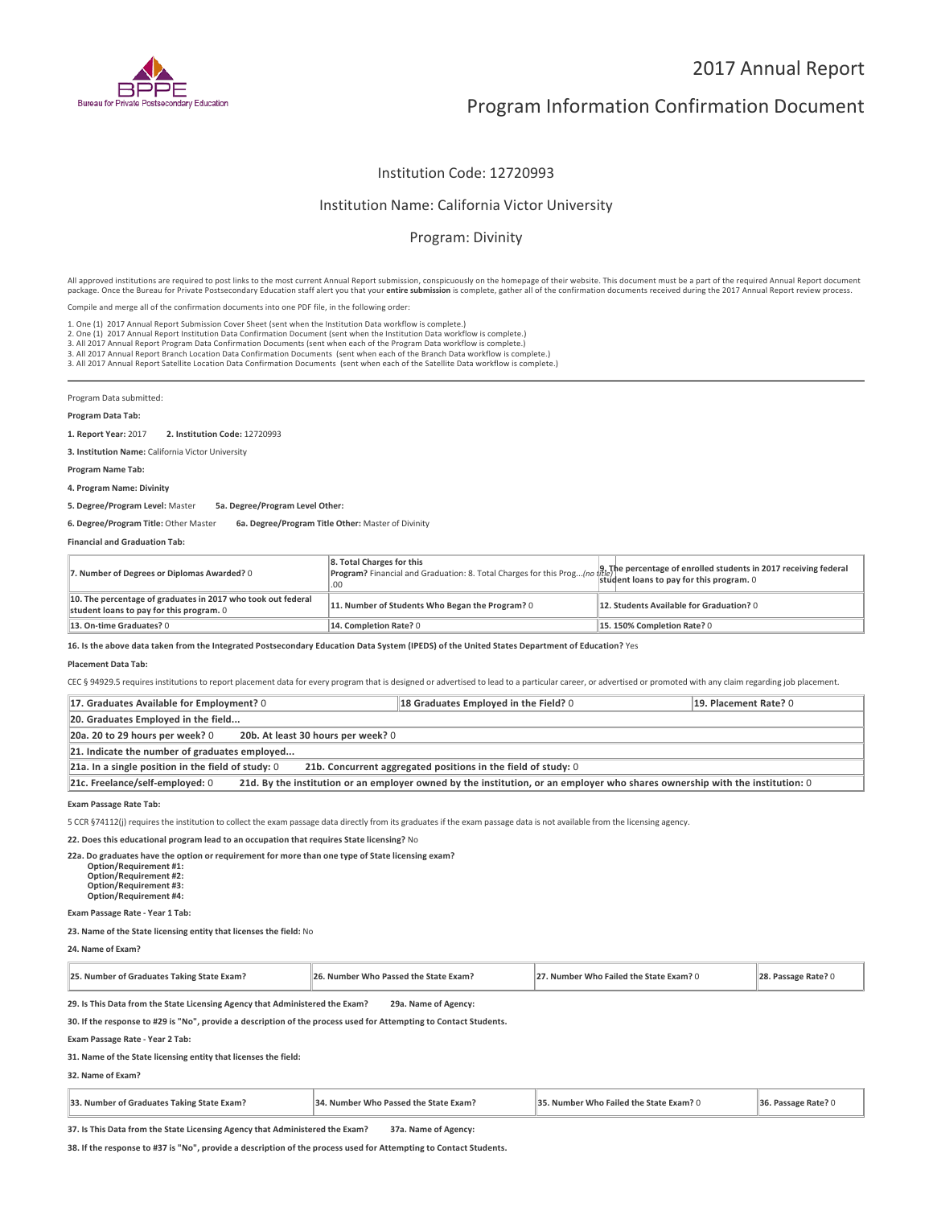# 2017 Annual Report

# Program Information Confirmation Document

Institution Code: 12720993

Institution Name: California Victor University

Program: Divinity

All approved institutions are required to post links to the most current Annual Report submission, conspicuously on the homepage of their website. This document must be a part of the required Annual Report document package. Once the Bureau for Private Postsecondary Education staff alert you that your **entire submission** is complete, gather all of the confirmation documents received during the 2017 Annual Report review process.

Compile and merge all of the confirmation documents into one PDF file, in the following order:

1. One (1) 2017 Annual Report Submission Cover Sheet (sent when the Institution Data workflow is complete.)
2. One (1) 2017 Annual Report Institution Data Confirmation Document (sent when the Institution Data workflow is complete.)
3. All 2017 Annual Report Program Data Confirmation Documents (sent when each of the Program Data workflow is complete.)
3. All 2017 Annual Report Branch Location Data Confirmation Documents (sent when each of the Branch Data workflow is complete.)
3. All 2017 Annual Report Satellite Location Data Confirmation Documents (sent when each of the Satellite Data workflow is complete.)

---

Program Data submitted:

**Program Data Tab:**

**1. Report Year:** 2017 **2. Institution Code:** 12720993

**3. Institution Name:** California Victor University

**Program Name Tab:**

**4. Program Name: Divinity**

**5. Degree/Program Level:** Master **5a. Degree/Program Level Other:**

**6. Degree/Program Title:** Other Master **6a. Degree/Program Title Other:** Master of Divinity

**Financial and Graduation Tab:**

| | | |
|---|---|---|
| **7. Number of Degrees or Diplomas Awarded?** 0 | **8. Total Charges for this Program?** Financial and Graduation: 8. Total Charges for this Prog...*(no title)* .00 | **9. The percentage of enrolled students in 2017 receiving federal student loans to pay for this program.** 0 |
| **10. The percentage of graduates in 2017 who took out federal student loans to pay for this program.** 0 | **11. Number of Students Who Began the Program?** 0 | **12. Students Available for Graduation?** 0 |
| **13. On-time Graduates?** 0 | **14. Completion Rate?** 0 | **15. 150% Completion Rate?** 0 |

**16. Is the above data taken from the Integrated Postsecondary Education Data System (IPEDS) of the United States Department of Education?** Yes

**Placement Data Tab:**

CEC § 94929.5 requires institutions to report placement data for every program that is designed or advertised to lead to a particular career, or advertised or promoted with any claim regarding job placement.

| | | |
|---|---|---|
| **17. Graduates Available for Employment?** 0 | **18 Graduates Employed in the Field?** 0 | **19. Placement Rate?** 0 |
| **20. Graduates Employed in the field...** | | |
| **20a. 20 to 29 hours per week?** 0 **20b. At least 30 hours per week?** 0 | | |
| **21. Indicate the number of graduates employed...** | | |
| **21a. In a single position in the field of study:** 0 **21b. Concurrent aggregated positions in the field of study:** 0 | | |
| **21c. Freelance/self-employed:** 0 **21d. By the institution or an employer owned by the institution, or an employer who shares ownership with the institution:** 0 | | |

**Exam Passage Rate Tab:**

5 CCR §74112(j) requires the institution to collect the exam passage data directly from its graduates if the exam passage data is not available from the licensing agency.

**22. Does this educational program lead to an occupation that requires State licensing?** No

**22a. Do graduates have the option or requirement for more than one type of State licensing exam?**
**Option/Requirement #1:**
**Option/Requirement #2:**
**Option/Requirement #3:**
**Option/Requirement #4:**

**Exam Passage Rate - Year 1 Tab:**

**23. Name of the State licensing entity that licenses the field:** No

**24. Name of Exam?**

| | | | |
|---|---|---|---|
| **25. Number of Graduates Taking State Exam?** | **26. Number Who Passed the State Exam?** | **27. Number Who Failed the State Exam?** 0 | **28. Passage Rate?** 0 |

**29. Is This Data from the State Licensing Agency that Administered the Exam?** **29a. Name of Agency:**

**30. If the response to #29 is "No", provide a description of the process used for Attempting to Contact Students.**

**Exam Passage Rate - Year 2 Tab:**

**31. Name of the State licensing entity that licenses the field:**

**32. Name of Exam?**

| | | | |
|---|---|---|---|
| **33. Number of Graduates Taking State Exam?** | **34. Number Who Passed the State Exam?** | **35. Number Who Failed the State Exam?** 0 | **36. Passage Rate?** 0 |

**37. Is This Data from the State Licensing Agency that Administered the Exam?** **37a. Name of Agency:**

**38. If the response to #37 is "No", provide a description of the process used for Attempting to Contact Students.**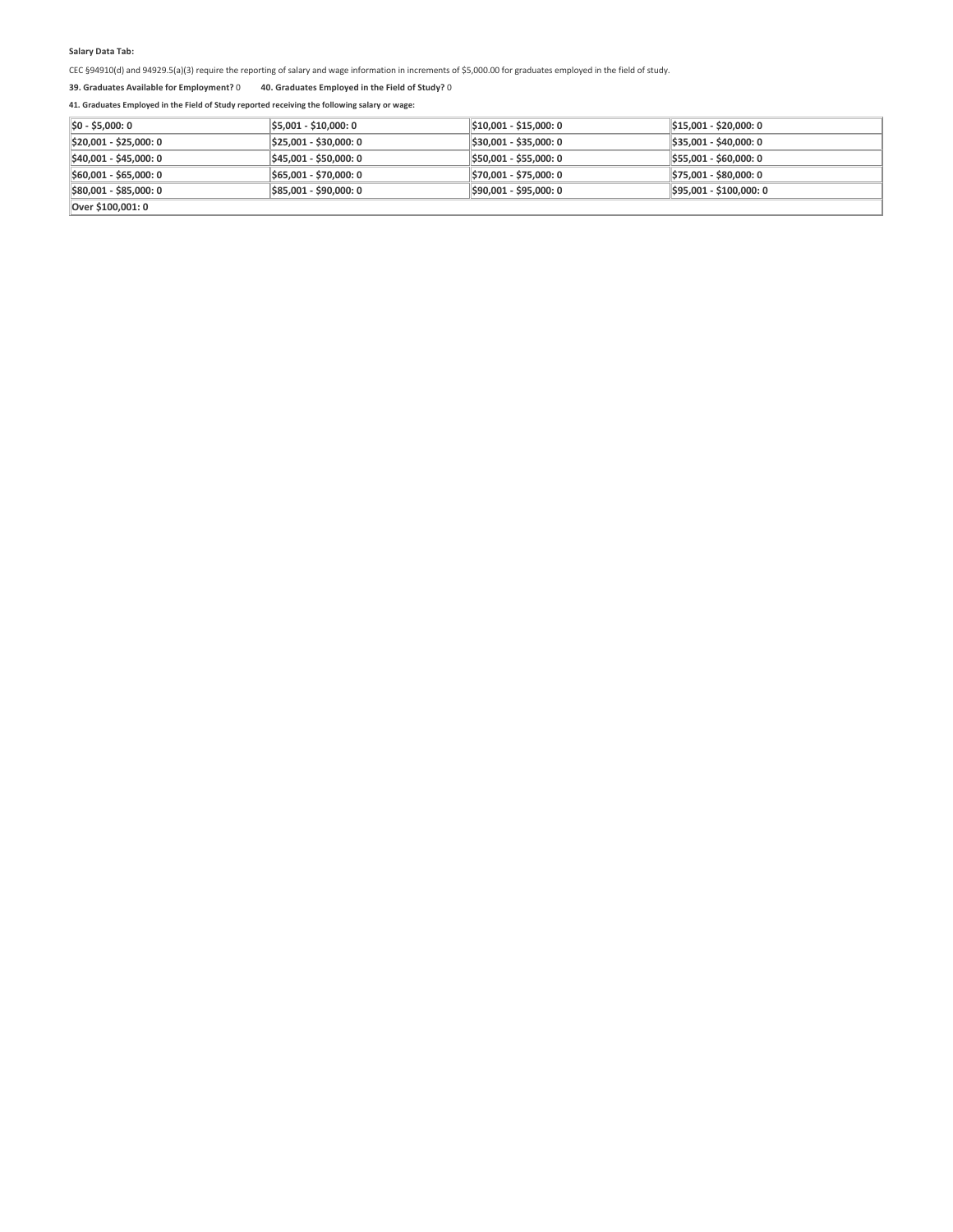**Salary Data Tab:**

CEC §94910(d) and 94929.5(a)(3) require the reporting of salary and wage information in increments of $5,000.00 for graduates employed in the field of study.

**39. Graduates Available for Employment?** 0 **40. Graduates Employed in the Field of Study?** 0

**41. Graduates Employed in the Field of Study reported receiving the following salary or wage:**

| | | | |
|---|---|---|---|
| **$0 - $5,000: 0** | **$5,001 - $10,000: 0** | **$10,001 - $15,000: 0** | **$15,001 - $20,000: 0** |
| **$20,001 - $25,000: 0** | **$25,001 - $30,000: 0** | **$30,001 - $35,000: 0** | **$35,001 - $40,000: 0** |
| **$40,001 - $45,000: 0** | **$45,001 - $50,000: 0** | **$50,001 - $55,000: 0** | **$55,001 - $60,000: 0** |
| **$60,001 - $65,000: 0** | **$65,001 - $70,000: 0** | **$70,001 - $75,000: 0** | **$75,001 - $80,000: 0** |
| **$80,001 - $85,000: 0** | **$85,001 - $90,000: 0** | **$90,001 - $95,000: 0** | **$95,001 - $100,000: 0** |
| **Over $100,001: 0** | | | |